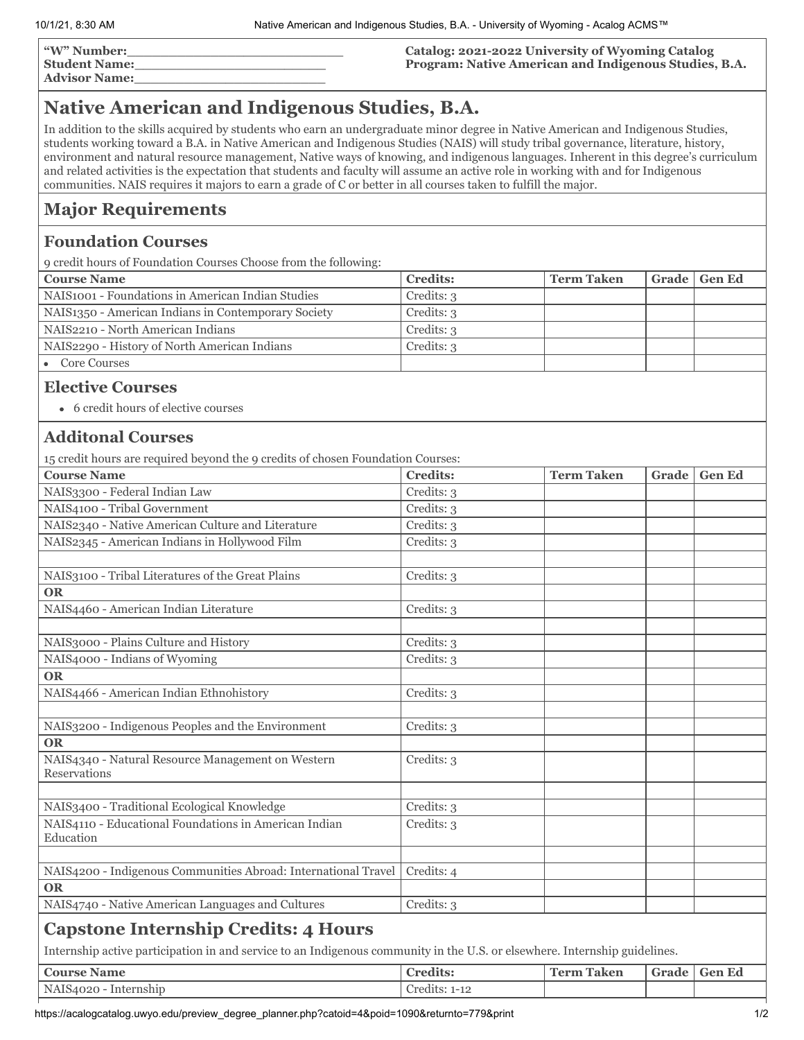**"W" Number:**\_\_\_\_\_\_\_\_\_\_\_\_\_\_\_\_\_\_\_\_\_\_\_\_\_\_
**Student Name:**\_\_\_\_\_\_\_\_\_\_\_\_\_\_\_\_\_\_\_\_\_\_\_\_
**Advisor Name:**\_\_\_\_\_\_\_\_\_\_\_\_\_\_\_\_\_\_\_\_\_\_\_\_

**Catalog: 2021-2022 University of Wyoming Catalog**
**Program: Native American and Indigenous Studies, B.A.**

# Native American and Indigenous Studies, B.A.

In addition to the skills acquired by students who earn an undergraduate minor degree in Native American and Indigenous Studies, students working toward a B.A. in Native American and Indigenous Studies (NAIS) will study tribal governance, literature, history, environment and natural resource management, Native ways of knowing, and indigenous languages. Inherent in this degree's curriculum and related activities is the expectation that students and faculty will assume an active role in working with and for Indigenous communities. NAIS requires it majors to earn a grade of C or better in all courses taken to fulfill the major.

## Major Requirements

### Foundation Courses

9 credit hours of Foundation Courses Choose from the following:

| Course Name | Credits: | Term Taken | Grade | Gen Ed |
|---|---|---|---|---|
| NAIS1001 - Foundations in American Indian Studies | Credits: 3 | | | |
| NAIS1350 - American Indians in Contemporary Society | Credits: 3 | | | |
| NAIS2210 - North American Indians | Credits: 3 | | | |
| NAIS2290 - History of North American Indians | Credits: 3 | | | |
| • Core Courses | | | | |

### Elective Courses

- 6 credit hours of elective courses

### Additonal Courses

15 credit hours are required beyond the 9 credits of chosen Foundation Courses:

| Course Name | Credits: | Term Taken | Grade | Gen Ed |
|---|---|---|---|---|
| NAIS3300 - Federal Indian Law | Credits: 3 | | | |
| NAIS4100 - Tribal Government | Credits: 3 | | | |
| NAIS2340 - Native American Culture and Literature | Credits: 3 | | | |
| NAIS2345 - American Indians in Hollywood Film | Credits: 3 | | | |
| | | | | |
| NAIS3100 - Tribal Literatures of the Great Plains | Credits: 3 | | | |
| **OR** | | | | |
| NAIS4460 - American Indian Literature | Credits: 3 | | | |
| | | | | |
| NAIS3000 - Plains Culture and History | Credits: 3 | | | |
| NAIS4000 - Indians of Wyoming | Credits: 3 | | | |
| **OR** | | | | |
| NAIS4466 - American Indian Ethnohistory | Credits: 3 | | | |
| | | | | |
| NAIS3200 - Indigenous Peoples and the Environment | Credits: 3 | | | |
| **OR** | | | | |
| NAIS4340 - Natural Resource Management on Western Reservations | Credits: 3 | | | |
| | | | | |
| NAIS3400 - Traditional Ecological Knowledge | Credits: 3 | | | |
| NAIS4110 - Educational Foundations in American Indian Education | Credits: 3 | | | |
| | | | | |
| NAIS4200 - Indigenous Communities Abroad: International Travel | Credits: 4 | | | |
| **OR** | | | | |
| NAIS4740 - Native American Languages and Cultures | Credits: 3 | | | |

## Capstone Internship Credits: 4 Hours

Internship active participation in and service to an Indigenous community in the U.S. or elsewhere. Internship guidelines.

| Course Name | Credits: | Term Taken | Grade | Gen Ed |
|---|---|---|---|---|
| NAIS4020 - Internship | Credits: 1-12 | | | |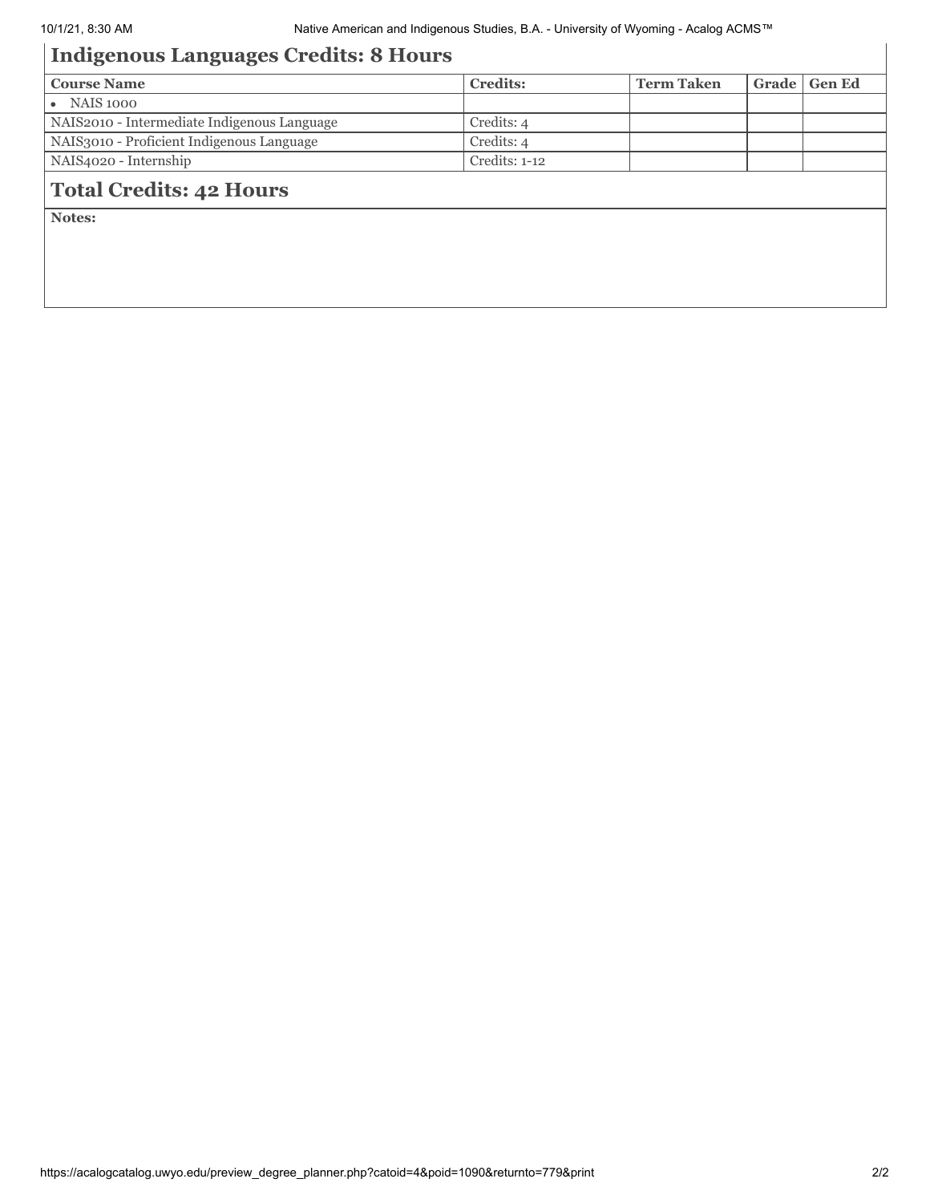## Indigenous Languages Credits: 8 Hours

| Course Name | Credits: | Term Taken | Grade | Gen Ed |
|---|---|---|---|---|
| • NAIS 1000 | | | | |
| NAIS2010 - Intermediate Indigenous Language | Credits: 4 | | | |
| NAIS3010 - Proficient Indigenous Language | Credits: 4 | | | |
| NAIS4020 - Internship | Credits: 1-12 | | | |

## Total Credits: 42 Hours

**Notes:**